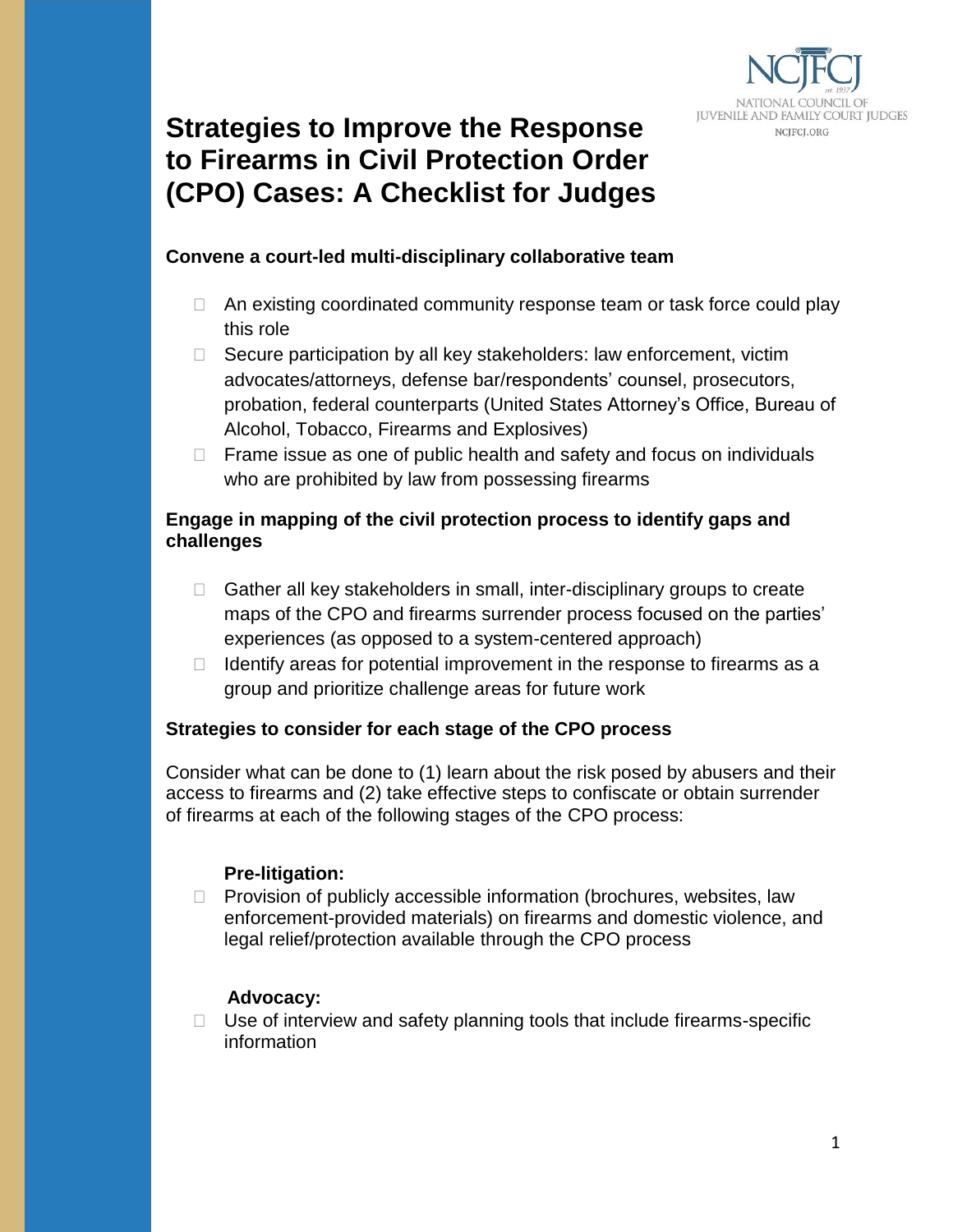# Strategies to Improve the Response to Firearms in Civil Protection Order (CPO) Cases: A Checklist for Judges

### Convene a court-led multi-disciplinary collaborative team

- An existing coordinated community response team or task force could play this role
- Secure participation by all key stakeholders: law enforcement, victim advocates/attorneys, defense bar/respondents' counsel, prosecutors, probation, federal counterparts (United States Attorney's Office, Bureau of Alcohol, Tobacco, Firearms and Explosives)
- Frame issue as one of public health and safety and focus on individuals who are prohibited by law from possessing firearms

### Engage in mapping of the civil protection process to identify gaps and challenges

- Gather all key stakeholders in small, inter-disciplinary groups to create maps of the CPO and firearms surrender process focused on the parties' experiences (as opposed to a system-centered approach)
- Identify areas for potential improvement in the response to firearms as a group and prioritize challenge areas for future work

### Strategies to consider for each stage of the CPO process

Consider what can be done to (1) learn about the risk posed by abusers and their access to firearms and (2) take effective steps to confiscate or obtain surrender of firearms at each of the following stages of the CPO process:

**Pre-litigation:**

- Provision of publicly accessible information (brochures, websites, law enforcement-provided materials) on firearms and domestic violence, and legal relief/protection available through the CPO process

**Advocacy:**

- Use of interview and safety planning tools that include firearms-specific information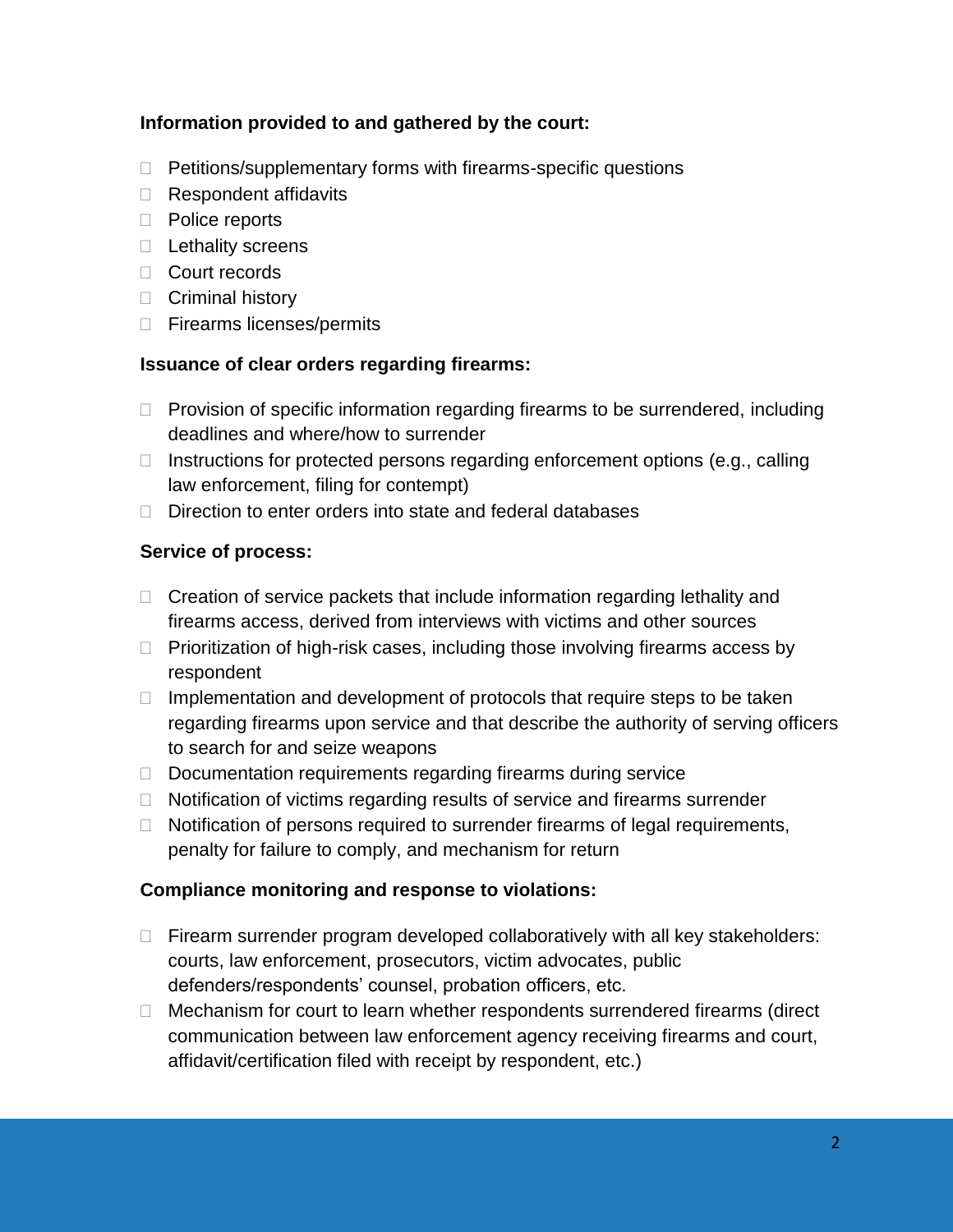**Information provided to and gathered by the court:**

- Petitions/supplementary forms with firearms-specific questions
- Respondent affidavits
- Police reports
- Lethality screens
- Court records
- Criminal history
- Firearms licenses/permits

**Issuance of clear orders regarding firearms:**

- Provision of specific information regarding firearms to be surrendered, including deadlines and where/how to surrender
- Instructions for protected persons regarding enforcement options (e.g., calling law enforcement, filing for contempt)
- Direction to enter orders into state and federal databases

**Service of process:**

- Creation of service packets that include information regarding lethality and firearms access, derived from interviews with victims and other sources
- Prioritization of high-risk cases, including those involving firearms access by respondent
- Implementation and development of protocols that require steps to be taken regarding firearms upon service and that describe the authority of serving officers to search for and seize weapons
- Documentation requirements regarding firearms during service
- Notification of victims regarding results of service and firearms surrender
- Notification of persons required to surrender firearms of legal requirements, penalty for failure to comply, and mechanism for return

**Compliance monitoring and response to violations:**

- Firearm surrender program developed collaboratively with all key stakeholders: courts, law enforcement, prosecutors, victim advocates, public defenders/respondents' counsel, probation officers, etc.
- Mechanism for court to learn whether respondents surrendered firearms (direct communication between law enforcement agency receiving firearms and court, affidavit/certification filed with receipt by respondent, etc.)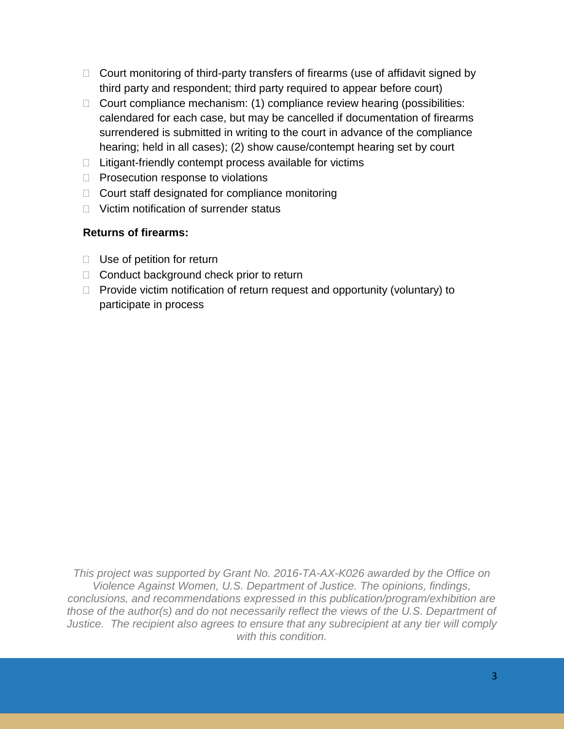- Court monitoring of third-party transfers of firearms (use of affidavit signed by third party and respondent; third party required to appear before court)
- Court compliance mechanism: (1) compliance review hearing (possibilities: calendared for each case, but may be cancelled if documentation of firearms surrendered is submitted in writing to the court in advance of the compliance hearing; held in all cases); (2) show cause/contempt hearing set by court
- Litigant-friendly contempt process available for victims
- Prosecution response to violations
- Court staff designated for compliance monitoring
- Victim notification of surrender status

**Returns of firearms:**

- Use of petition for return
- Conduct background check prior to return
- Provide victim notification of return request and opportunity (voluntary) to participate in process

*This project was supported by Grant No. 2016-TA-AX-K026 awarded by the Office on Violence Against Women, U.S. Department of Justice. The opinions, findings, conclusions, and recommendations expressed in this publication/program/exhibition are those of the author(s) and do not necessarily reflect the views of the U.S. Department of Justice. The recipient also agrees to ensure that any subrecipient at any tier will comply with this condition.*